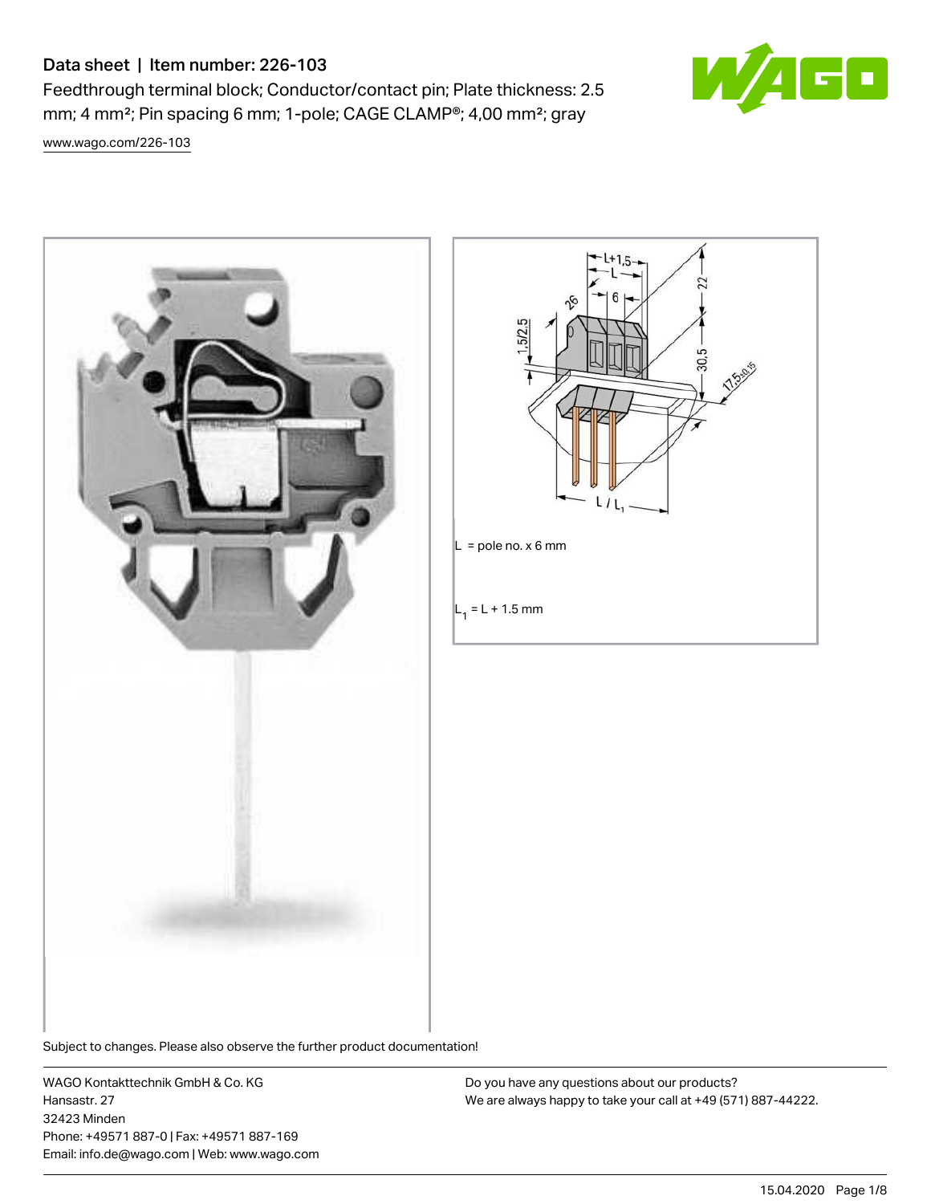# Data sheet | Item number: 226-103

Feedthrough terminal block; Conductor/contact pin; Plate thickness: 2.5 mm; 4 mm²; Pin spacing 6 mm; 1-pole; CAGE CLAMP®; 4,00 mm²; gray

www.wago.com/226-103

L = pole no. x 6 mm

$L_1$ = L + 1.5 mm

Subject to changes. Please also observe the further product documentation!

WAGO Kontakttechnik GmbH & Co. KG
Hansastr. 27
32423 Minden
Phone: +49571 887-0 | Fax: +49571 887-169
Email: info.de@wago.com | Web: www.wago.com

Do you have any questions about our products?
We are always happy to take your call at +49 (571) 887-44222.

15.04.2020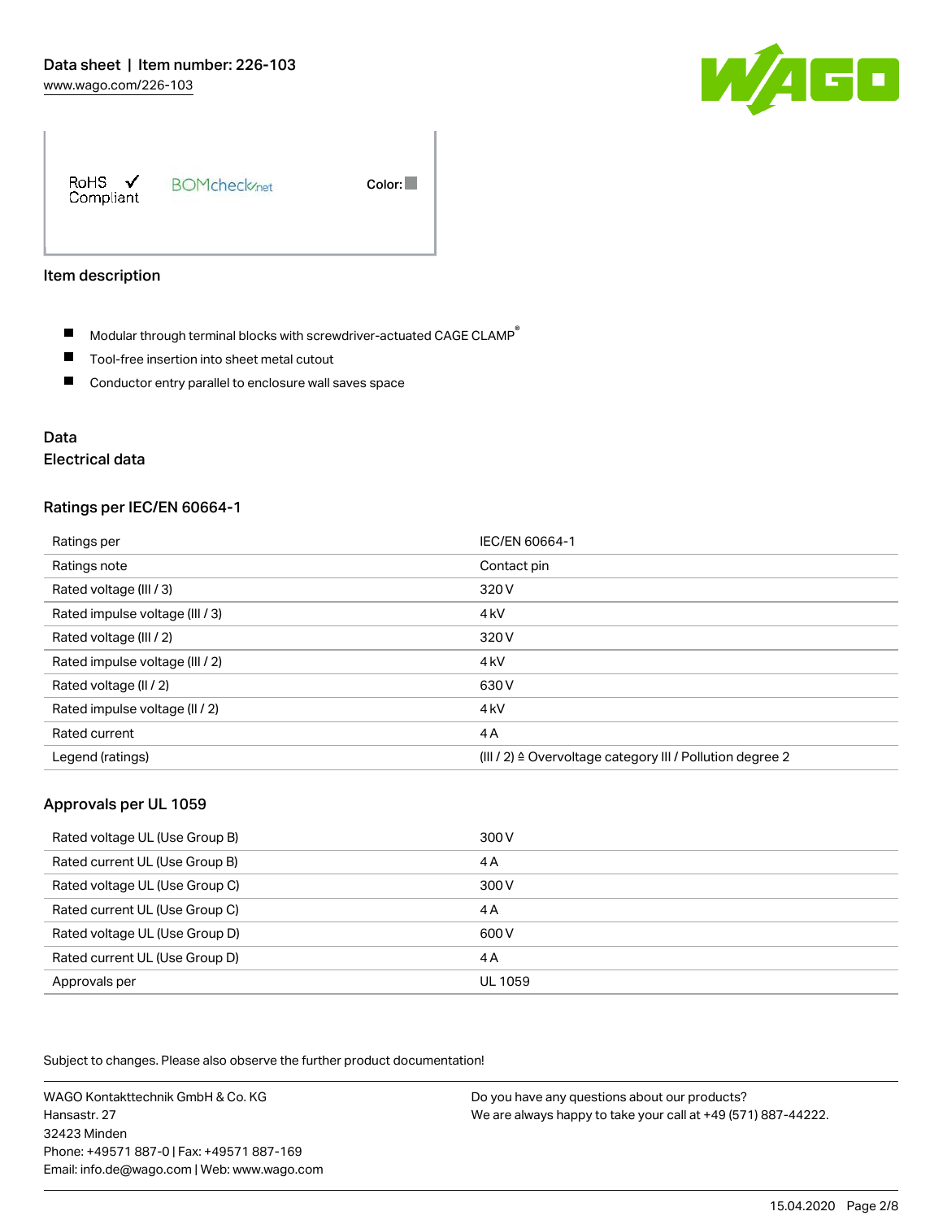RoHS ✓ Compliant BOMcheck.net Color:

## Item description

- Modular through terminal blocks with screwdriver-actuated CAGE CLAMP®
- Tool-free insertion into sheet metal cutout
- Conductor entry parallel to enclosure wall saves space

## Data

### Electrical data

#### Ratings per IEC/EN 60664-1

| | |
|---|---|
| Ratings per | IEC/EN 60664-1 |
| Ratings note | Contact pin |
| Rated voltage (III / 3) | 320 V |
| Rated impulse voltage (III / 3) | 4 kV |
| Rated voltage (III / 2) | 320 V |
| Rated impulse voltage (III / 2) | 4 kV |
| Rated voltage (II / 2) | 630 V |
| Rated impulse voltage (II / 2) | 4 kV |
| Rated current | 4 A |
| Legend (ratings) | (III / 2) ≙ Overvoltage category III / Pollution degree 2 |

#### Approvals per UL 1059

| | |
|---|---|
| Rated voltage UL (Use Group B) | 300 V |
| Rated current UL (Use Group B) | 4 A |
| Rated voltage UL (Use Group C) | 300 V |
| Rated current UL (Use Group C) | 4 A |
| Rated voltage UL (Use Group D) | 600 V |
| Rated current UL (Use Group D) | 4 A |
| Approvals per | UL 1059 |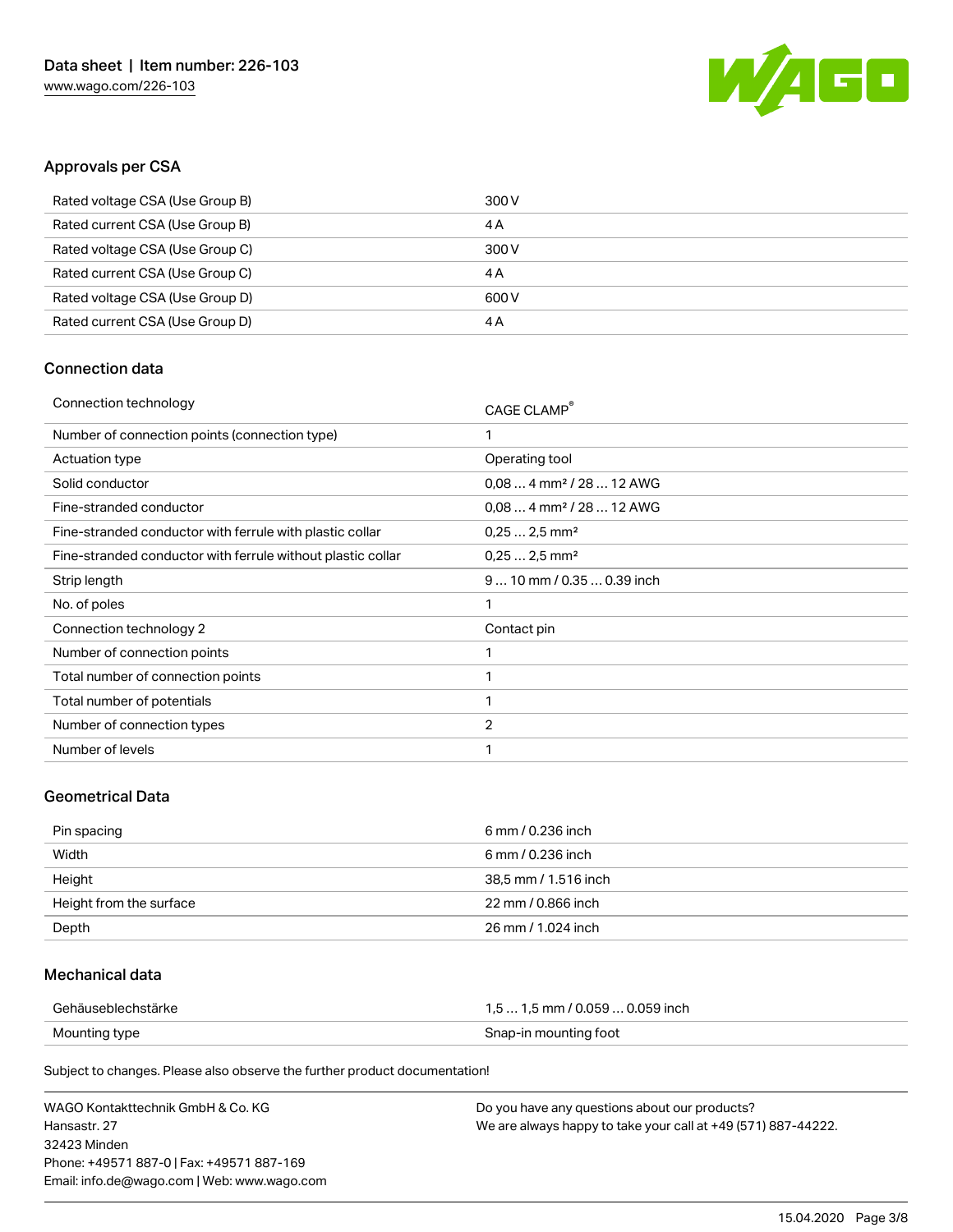## Approvals per CSA

| | |
|---|---|
| Rated voltage CSA (Use Group B) | 300 V |
| Rated current CSA (Use Group B) | 4 A |
| Rated voltage CSA (Use Group C) | 300 V |
| Rated current CSA (Use Group C) | 4 A |
| Rated voltage CSA (Use Group D) | 600 V |
| Rated current CSA (Use Group D) | 4 A |

## Connection data

| | |
|---|---|
| Connection technology | CAGE CLAMP® |
| Number of connection points (connection type) | 1 |
| Actuation type | Operating tool |
| Solid conductor | 0,08 … 4 mm² / 28 … 12 AWG |
| Fine-stranded conductor | 0,08 … 4 mm² / 28 … 12 AWG |
| Fine-stranded conductor with ferrule with plastic collar | 0,25 … 2,5 mm² |
| Fine-stranded conductor with ferrule without plastic collar | 0,25 … 2,5 mm² |
| Strip length | 9 … 10 mm / 0.35 … 0.39 inch |
| No. of poles | 1 |
| Connection technology 2 | Contact pin |
| Number of connection points | 1 |
| Total number of connection points | 1 |
| Total number of potentials | 1 |
| Number of connection types | 2 |
| Number of levels | 1 |

## Geometrical Data

| | |
|---|---|
| Pin spacing | 6 mm / 0.236 inch |
| Width | 6 mm / 0.236 inch |
| Height | 38,5 mm / 1.516 inch |
| Height from the surface | 22 mm / 0.866 inch |
| Depth | 26 mm / 1.024 inch |

## Mechanical data

| | |
|---|---|
| Gehäuseblechstärke | 1,5 … 1,5 mm / 0.059 … 0.059 inch |
| Mounting type | Snap-in mounting foot |

Subject to changes. Please also observe the further product documentation!

WAGO Kontakttechnik GmbH & Co. KG
Hansastr. 27
32423 Minden
Phone: +49571 887-0 | Fax: +49571 887-169
Email: info.de@wago.com | Web: www.wago.com

Do you have any questions about our products?
We are always happy to take your call at +49 (571) 887-44222.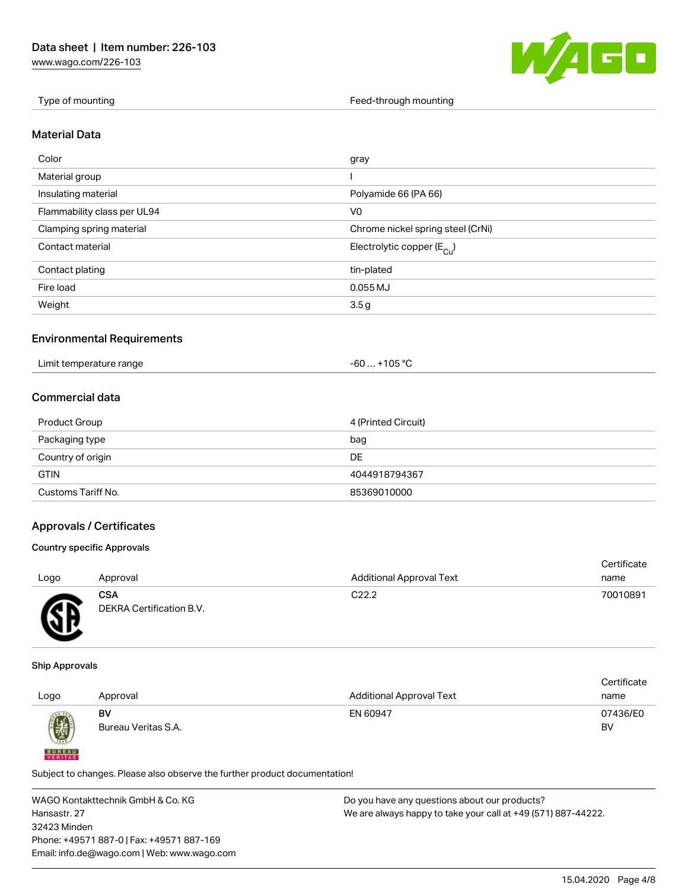| Type of mounting | Feed-through mounting |
|---|---|

## Material Data

| | |
|---|---|
| Color | gray |
| Material group | I |
| Insulating material | Polyamide 66 (PA 66) |
| Flammability class per UL94 | V0 |
| Clamping spring material | Chrome nickel spring steel (CrNi) |
| Contact material | Electrolytic copper ($E_{Cu}$) |
| Contact plating | tin-plated |
| Fire load | 0.055 MJ |
| Weight | 3.5 g |

## Environmental Requirements

| | |
|---|---|
| Limit temperature range | -60 … +105 °C |

## Commercial data

| | |
|---|---|
| Product Group | 4 (Printed Circuit) |
| Packaging type | bag |
| Country of origin | DE |
| GTIN | 4044918794367 |
| Customs Tariff No. | 85369010000 |

## Approvals / Certificates

### Country specific Approvals

| Logo | Approval | Additional Approval Text | Certificate name |
|---|---|---|---|
| | **CSA** DEKRA Certification B.V. | C22.2 | 70010891 |

### Ship Approvals

| Logo | Approval | Additional Approval Text | Certificate name |
|---|---|---|---|
| | **BV** Bureau Veritas S.A. | EN 60947 | 07436/E0 BV |

Subject to changes. Please also observe the further product documentation!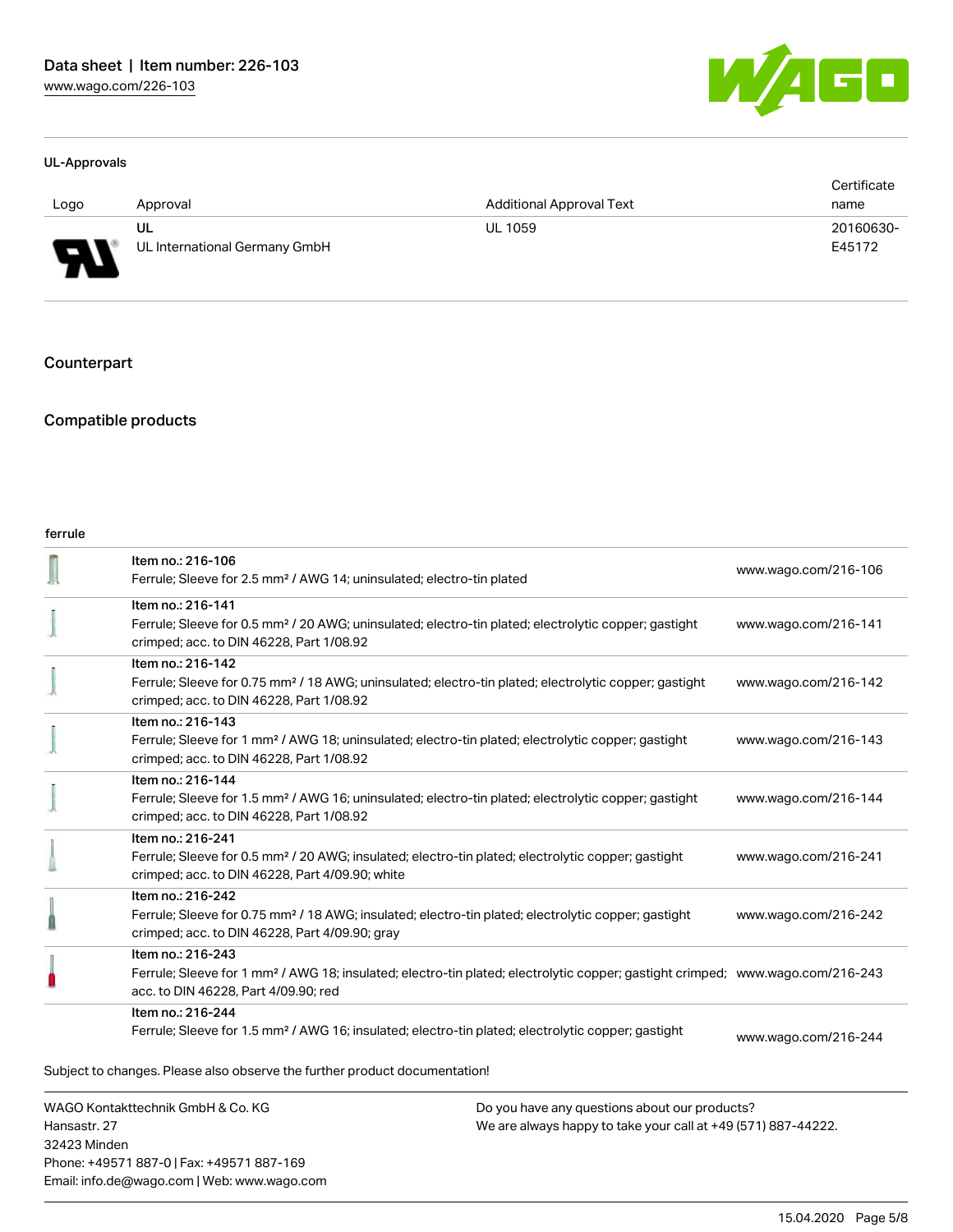### UL-Approvals

| Logo | Approval | Additional Approval Text | Certificate name |
|---|---|---|---|
| | UL<br>UL International Germany GmbH | UL 1059 | 20160630-E45172 |

## Counterpart

## Compatible products

ferrule

| | | |
|---|---|---|
| | Item no.: 216-106<br>Ferrule; Sleeve for 2.5 mm² / AWG 14; uninsulated; electro-tin plated | www.wago.com/216-106 |
| | Item no.: 216-141<br>Ferrule; Sleeve for 0.5 mm² / 20 AWG; uninsulated; electro-tin plated; electrolytic copper; gastight crimped; acc. to DIN 46228, Part 1/08.92 | www.wago.com/216-141 |
| | Item no.: 216-142<br>Ferrule; Sleeve for 0.75 mm² / 18 AWG; uninsulated; electro-tin plated; electrolytic copper; gastight crimped; acc. to DIN 46228, Part 1/08.92 | www.wago.com/216-142 |
| | Item no.: 216-143<br>Ferrule; Sleeve for 1 mm² / AWG 18; uninsulated; electro-tin plated; electrolytic copper; gastight crimped; acc. to DIN 46228, Part 1/08.92 | www.wago.com/216-143 |
| | Item no.: 216-144<br>Ferrule; Sleeve for 1.5 mm² / AWG 16; uninsulated; electro-tin plated; electrolytic copper; gastight crimped; acc. to DIN 46228, Part 1/08.92 | www.wago.com/216-144 |
| | Item no.: 216-241<br>Ferrule; Sleeve for 0.5 mm² / 20 AWG; insulated; electro-tin plated; electrolytic copper; gastight crimped; acc. to DIN 46228, Part 4/09.90; white | www.wago.com/216-241 |
| | Item no.: 216-242<br>Ferrule; Sleeve for 0.75 mm² / 18 AWG; insulated; electro-tin plated; electrolytic copper; gastight crimped; acc. to DIN 46228, Part 4/09.90; gray | www.wago.com/216-242 |
| | Item no.: 216-243<br>Ferrule; Sleeve for 1 mm² / AWG 18; insulated; electro-tin plated; electrolytic copper; gastight crimped; acc. to DIN 46228, Part 4/09.90; red | www.wago.com/216-243 |
| | Item no.: 216-244<br>Ferrule; Sleeve for 1.5 mm² / AWG 16; insulated; electro-tin plated; electrolytic copper; gastight | www.wago.com/216-244 |

Subject to changes. Please also observe the further product documentation!

WAGO Kontakttechnik GmbH & Co. KG
Hansastr. 27
32423 Minden
Phone: +49571 887-0 | Fax: +49571 887-169
Email: info.de@wago.com | Web: www.wago.com

Do you have any questions about our products?
We are always happy to take your call at +49 (571) 887-44222.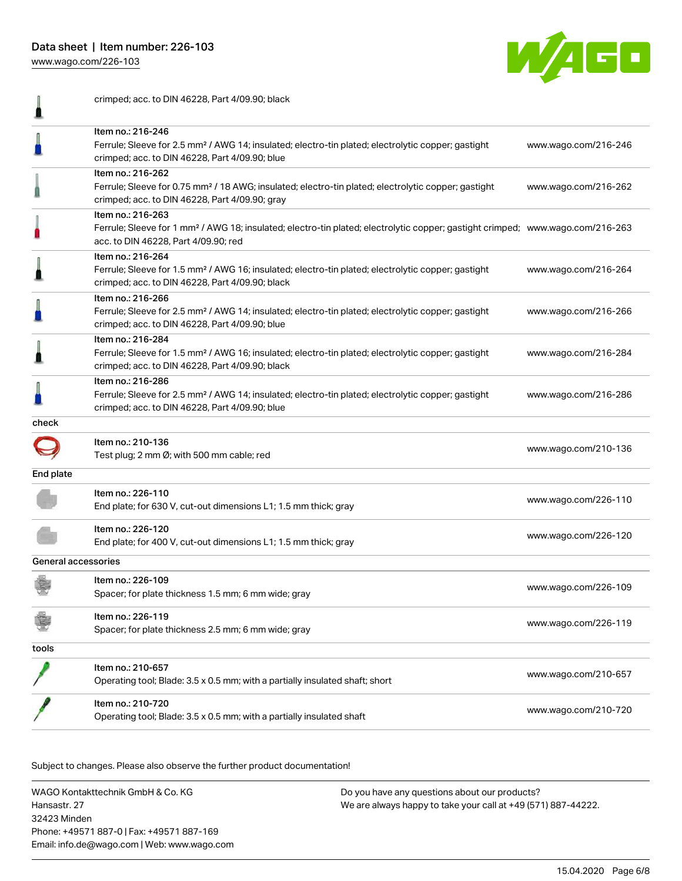| | | |
|---|---|---|
| | crimped; acc. to DIN 46228, Part 4/09.90; black | |
| | Item no.: 216-246<br>Ferrule; Sleeve for 2.5 mm² / AWG 14; insulated; electro-tin plated; electrolytic copper; gastight crimped; acc. to DIN 46228, Part 4/09.90; blue | www.wago.com/216-246 |
| | Item no.: 216-262<br>Ferrule; Sleeve for 0.75 mm² / 18 AWG; insulated; electro-tin plated; electrolytic copper; gastight crimped; acc. to DIN 46228, Part 4/09.90; gray | www.wago.com/216-262 |
| | Item no.: 216-263<br>Ferrule; Sleeve for 1 mm² / AWG 18; insulated; electro-tin plated; electrolytic copper; gastight crimped; acc. to DIN 46228, Part 4/09.90; red | www.wago.com/216-263 |
| | Item no.: 216-264<br>Ferrule; Sleeve for 1.5 mm² / AWG 16; insulated; electro-tin plated; electrolytic copper; gastight crimped; acc. to DIN 46228, Part 4/09.90; black | www.wago.com/216-264 |
| | Item no.: 216-266<br>Ferrule; Sleeve for 2.5 mm² / AWG 14; insulated; electro-tin plated; electrolytic copper; gastight crimped; acc. to DIN 46228, Part 4/09.90; blue | www.wago.com/216-266 |
| | Item no.: 216-284<br>Ferrule; Sleeve for 1.5 mm² / AWG 16; insulated; electro-tin plated; electrolytic copper; gastight crimped; acc. to DIN 46228, Part 4/09.90; black | www.wago.com/216-284 |
| | Item no.: 216-286<br>Ferrule; Sleeve for 2.5 mm² / AWG 14; insulated; electro-tin plated; electrolytic copper; gastight crimped; acc. to DIN 46228, Part 4/09.90; blue | www.wago.com/216-286 |
| **check** | | |
| | Item no.: 210-136<br>Test plug; 2 mm Ø; with 500 mm cable; red | www.wago.com/210-136 |
| **End plate** | | |
| | Item no.: 226-110<br>End plate; for 630 V, cut-out dimensions L1; 1.5 mm thick; gray | www.wago.com/226-110 |
| | Item no.: 226-120<br>End plate; for 400 V, cut-out dimensions L1; 1.5 mm thick; gray | www.wago.com/226-120 |
| **General accessories** | | |
| | Item no.: 226-109<br>Spacer; for plate thickness 1.5 mm; 6 mm wide; gray | www.wago.com/226-109 |
| | Item no.: 226-119<br>Spacer; for plate thickness 2.5 mm; 6 mm wide; gray | www.wago.com/226-119 |
| **tools** | | |
| | Item no.: 210-657<br>Operating tool; Blade: 3.5 x 0.5 mm; with a partially insulated shaft; short | www.wago.com/210-657 |
| | Item no.: 210-720<br>Operating tool; Blade: 3.5 x 0.5 mm; with a partially insulated shaft | www.wago.com/210-720 |

Subject to changes. Please also observe the further product documentation!

WAGO Kontakttechnik GmbH & Co. KG
Hansastr. 27
32423 Minden
Phone: +49571 887-0 | Fax: +49571 887-169
Email: info.de@wago.com | Web: www.wago.com

Do you have any questions about our products?
We are always happy to take your call at +49 (571) 887-44222.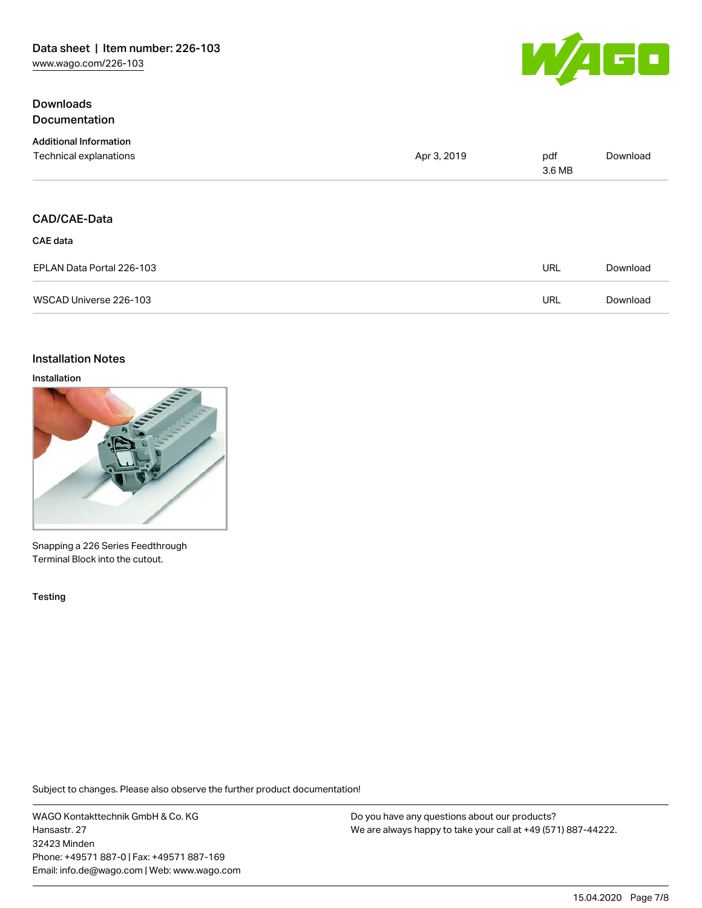## Downloads
## Documentation

### Additional Information

| | | | |
|---|---|---|---|
| Technical explanations | Apr 3, 2019 | pdf 3.6 MB | Download |

## CAD/CAE-Data

### CAE data

| | | |
|---|---|---|
| EPLAN Data Portal 226-103 | URL | Download |
| WSCAD Universe 226-103 | URL | Download |

## Installation Notes

### Installation

Snapping a 226 Series Feedthrough Terminal Block into the cutout.

### Testing

Subject to changes. Please also observe the further product documentation!

WAGO Kontakttechnik GmbH & Co. KG
Hansastr. 27
32423 Minden
Phone: +49571 887-0 | Fax: +49571 887-169
Email: info.de@wago.com | Web: www.wago.com

Do you have any questions about our products?
We are always happy to take your call at +49 (571) 887-44222.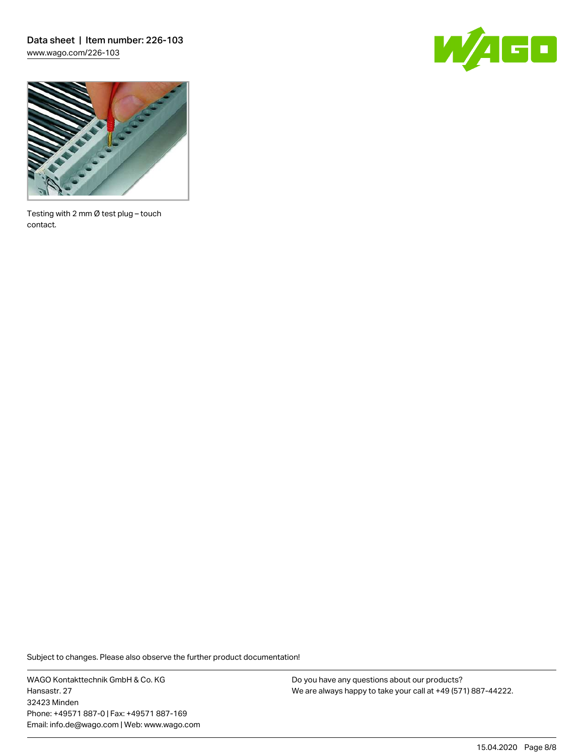Testing with 2 mm Ø test plug – touch contact.

Subject to changes. Please also observe the further product documentation!

WAGO Kontakttechnik GmbH & Co. KG
Hansastr. 27
32423 Minden
Phone: +49571 887-0 | Fax: +49571 887-169
Email: info.de@wago.com | Web: www.wago.com

Do you have any questions about our products?
We are always happy to take your call at +49 (571) 887-44222.